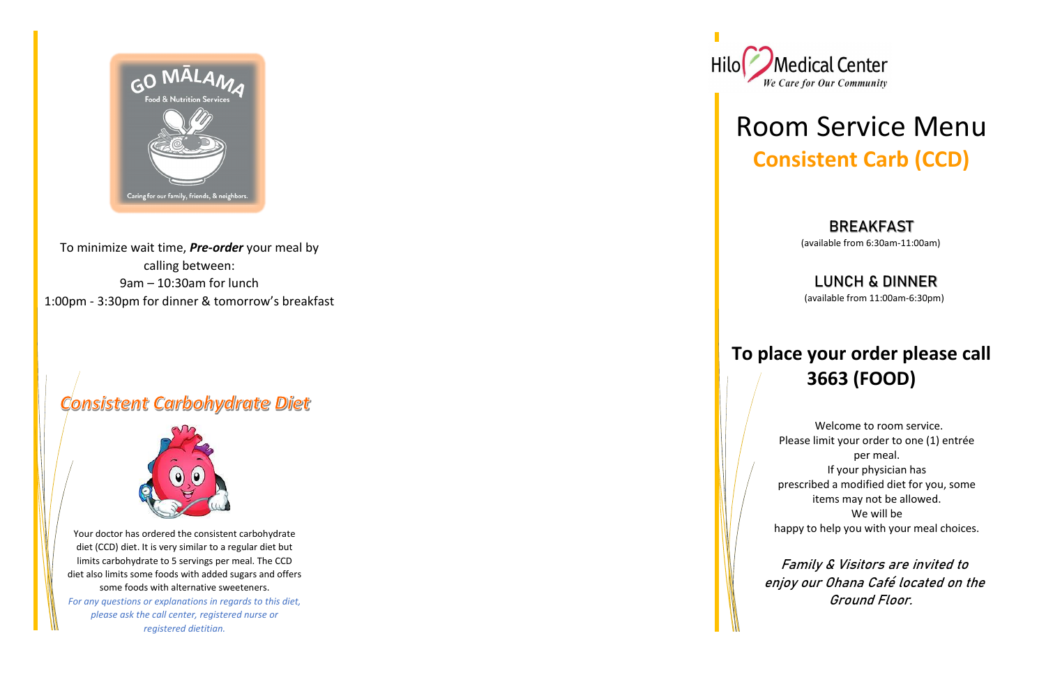GO MĀLAMA

Food & Nutrition Services

Caring for our family, friends, & neighbors.

To minimize wait time, ***Pre-order*** your meal by calling between:
9am – 10:30am for lunch
1:00pm - 3:30pm for dinner & tomorrow's breakfast

## *Consistent Carbohydrate Diet*

Your doctor has ordered the consistent carbohydrate diet (CCD) diet. It is very similar to a regular diet but limits carbohydrate to 5 servings per meal. The CCD diet also limits some foods with added sugars and offers some foods with alternative sweeteners.

*For any questions or explanations in regards to this diet, please ask the call center, registered nurse or registered dietitian.*

Hilo Medical Center

*We Care for Our Community*

# Room Service Menu

## Consistent Carb (CCD)

### BREAKFAST

(available from 6:30am-11:00am)

### LUNCH & DINNER

(available from 11:00am-6:30pm)

## To place your order please call 3663 (FOOD)

Welcome to room service.
Please limit your order to one (1) entrée per meal.
If your physician has prescribed a modified diet for you, some items may not be allowed.
We will be happy to help you with your meal choices.

*Family & Visitors are invited to enjoy our Ohana Café located on the Ground Floor.*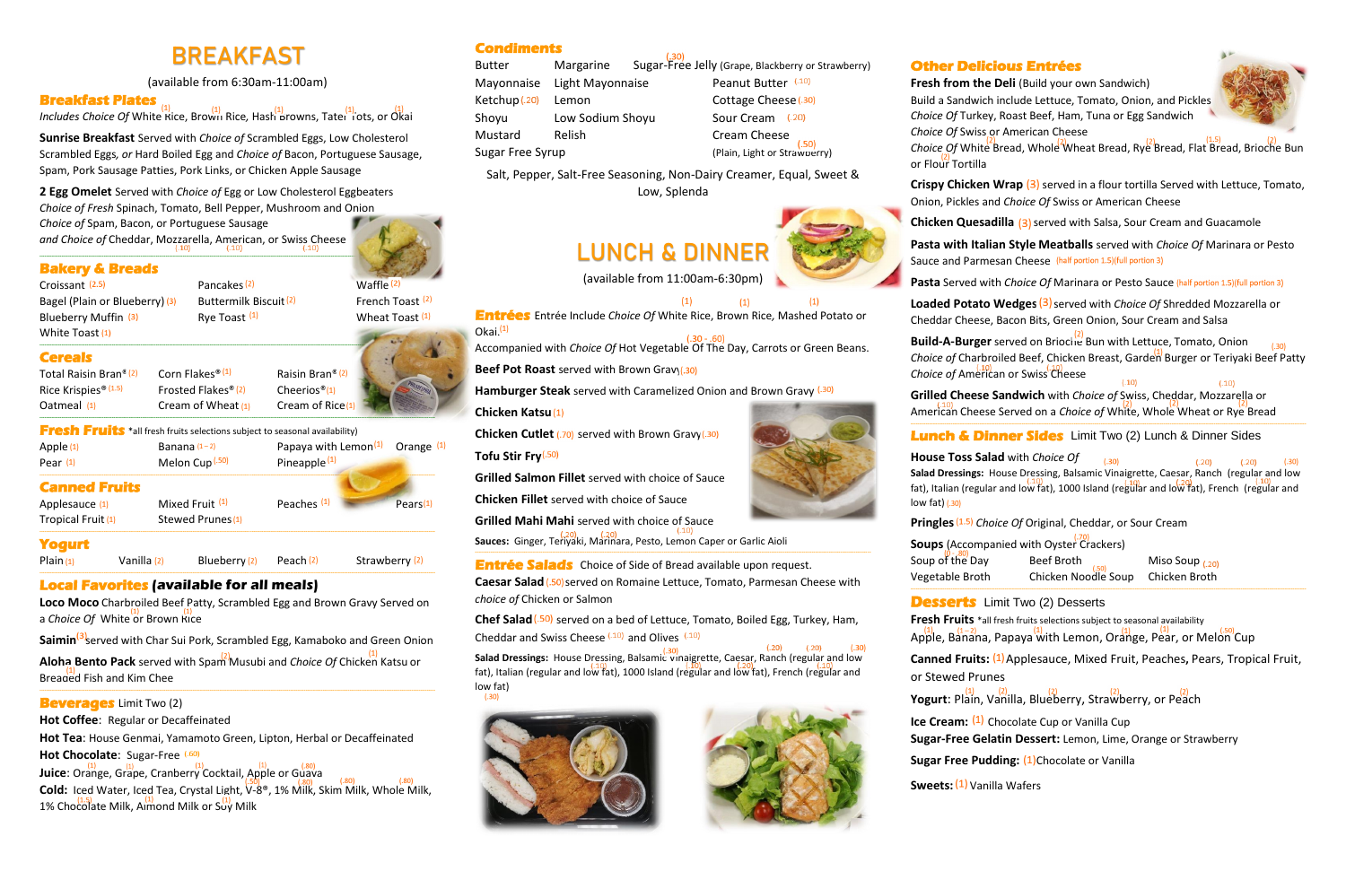# BREAKFAST

(available from 6:30am-11:00am)

## Breakfast Plates

*Includes Choice Of* White Rice (1), Brown Rice (1), Hash Browns (1), Tater Tots (1), or Okai (1)

**Sunrise Breakfast** Served with *Choice of* Scrambled Eggs, Low Cholesterol Scrambled Eggs, *or* Hard Boiled Egg and *Choice of* Bacon, Portuguese Sausage, Spam, Pork Sausage Patties, Pork Links, or Chicken Apple Sausage

**2 Egg Omelet** Served with *Choice of* Egg or Low Cholesterol Eggbeaters
*Choice of Fresh* Spinach, Tomato, Bell Pepper, Mushroom and Onion
*Choice of* Spam, Bacon, or Portuguese Sausage
*and Choice of* Cheddar (.10), Mozzarella (.10), American, or Swiss Cheese (.10)

## Bakery & Breads

| | | |
|---|---|---|
| Croissant (2.5) | Pancakes (2) | Waffle (2) |
| Bagel (Plain or Blueberry) (3) | Buttermilk Biscuit (2) | French Toast (2) |
| Blueberry Muffin (3) | Rye Toast (1) | Wheat Toast (1) |
| White Toast (1) | | |

## Cereals

| | | |
|---|---|---|
| Total Raisin Bran® (2) | Corn Flakes® (1) | Raisin Bran® (2) |
| Rice Krispies® (1.5) | Frosted Flakes® (2) | Cheerios® (1) |
| Oatmeal (1) | Cream of Wheat (1) | Cream of Rice (1) |

## Fresh Fruits

*all fresh fruits selections subject to seasonal availability)

| | | | |
|---|---|---|---|
| Apple (1) | Banana (1 - 2) | Papaya with Lemon (1) | Orange (1) |
| Pear (1) | Melon Cup (.50) | Pineapple (1) | |

## Canned Fruits

| | | | |
|---|---|---|---|
| Applesauce (1) | Mixed Fruit (1) | Peaches (1) | Pears (1) |
| Tropical Fruit (1) | Stewed Prunes (1) | | |

## Yogurt

| | | | | |
|---|---|---|---|---|
| Plain (1) | Vanilla (2) | Blueberry (2) | Peach (2) | Strawberry (2) |

## Local Favorites *(available for all meals)*

**Loco Moco** Charbroiled Beef Patty, Scrambled Egg and Brown Gravy Served on a *Choice Of* White (1) or Brown Rice (1)

**Saimin** (3) served with Char Sui Pork, Scrambled Egg, Kamaboko and Green Onion

**Aloha Bento Pack** served with Spam (2) Musubi and *Choice Of* Chicken Katsu (1) or Breaded (1) Fish and Kim Chee

## Beverages

Limit Two (2)

**Hot Coffee**: Regular or Decaffeinated

**Hot Tea**: House Genmai, Yamamoto Green, Lipton, Herbal or Decaffeinated

**Hot Chocolate**: Sugar-Free (.60)

**Juice**: Orange (1), Grape (1), Cranberry Cocktail (1), Apple (1) or Guava (.80)

**Cold**: Iced Water, Iced Tea, Crystal Light (.50), V-8® (.80), 1% Milk (.80), Skim Milk (.80), Whole Milk, 1% Chocolate Milk (1.5), Almond Milk (1) or Soy Milk (1)

## Condiments

| | | |
|---|---|---|
| Butter | Margarine | Sugar-Free Jelly (.30) (Grape, Blackberry or Strawberry) |
| Mayonnaise | Light Mayonnaise | Peanut Butter (.10) |
| Ketchup (.20) | Lemon | Cottage Cheese (.30) |
| Shoyu | Low Sodium Shoyu | Sour Cream (.20) |
| Mustard | Relish | Cream Cheese (.50) |
| Sugar Free Syrup | | (Plain, Light or Strawberry) |

Salt, Pepper, Salt-Free Seasoning, Non-Dairy Creamer, Equal, Sweet & Low, Splenda

# LUNCH & DINNER

(available from 11:00am-6:30pm)

## Entrées

Entrée Include *Choice Of* White Rice (1), Brown Rice (1), Mashed Potato (1) or Okai (1).
Accompanied with *Choice Of* Hot Vegetable Of The Day (.30 - .60), Carrots or Green Beans.

**Beef Pot Roast** served with Brown Gravy (.30)

**Hamburger Steak** served with Caramelized Onion and Brown Gravy (.30)

**Chicken Katsu** (1)

**Chicken Cutlet** (.70) served with Brown Gravy (.30)

**Tofu Stir Fry** (.50)

**Grilled Salmon Fillet** served with choice of Sauce

**Chicken Fillet** served with choice of Sauce

**Grilled Mahi Mahi** served with choice of Sauce

**Sauces:** Ginger, Teriyaki (.20), Marinara (.20), Pesto, Lemon Caper (.10) or Garlic Aioli

## Entrée Salads

Choice of Side of Bread available upon request.

**Caesar Salad** (.50) served on Romaine Lettuce, Tomato, Parmesan Cheese with *choice of* Chicken or Salmon

**Chef Salad** (.50) served on a bed of Lettuce, Tomato, Boiled Egg, Turkey, Ham, Cheddar and Swiss Cheese (.10) and Olives (.10)

**Salad Dressings:** House Dressing, Balsamic Vinaigrette (.30), Caesar (.20), Ranch (regular (.20) and low fat (.30)), Italian (regular (.10) and low fat), 1000 Island (regular (.20) and low fat), French (regular (.10) and low fat) (.30)

## Other Delicious Entrées

**Fresh from the Deli** (Build your own Sandwich)
Build a Sandwich include Lettuce, Tomato, Onion, and Pickles
*Choice Of* Turkey, Roast Beef, Ham, Tuna or Egg Sandwich
*Choice Of* Swiss or American Cheese
*Choice Of* White Bread (2), Whole Wheat Bread (2), Rye Bread (2), Flat Bread (1.5), Brioche Bun (2) or Flour Tortilla (2)

**Crispy Chicken Wrap** (3) served in a flour tortilla Served with Lettuce, Tomato, Onion, Pickles and *Choice Of* Swiss or American Cheese

**Chicken Quesadilla** (3) served with Salsa, Sour Cream and Guacamole

**Pasta with Italian Style Meatballs** served with *Choice Of* Marinara or Pesto Sauce and Parmesan Cheese (half portion 1.5)(full portion 3)

**Pasta** Served with *Choice Of* Marinara or Pesto Sauce (half portion 1.5)(full portion 3)

**Loaded Potato Wedges** (3) served with *Choice Of* Shredded Mozzarella or Cheddar Cheese, Bacon Bits, Green Onion, Sour Cream and Salsa

**Build-A-Burger** served on Brioche (2) Bun with Lettuce, Tomato, Onion (.30)
*Choice of* Charbroiled Beef, Chicken Breast, Garden (1) Burger or Teriyaki Beef Patty
*Choice of* American (.10) or Swiss Cheese (.10)

**Grilled Cheese Sandwich** with *Choice of* Swiss (.10), Cheddar, Mozzarella (.10) or American Cheese (.10) Served on a *Choice of* White (2), Whole Wheat (2) or Rye Bread (2)

## Lunch & Dinner Sides

Limit Two (2) Lunch & Dinner Sides

**House Toss Salad** with *Choice Of*
**Salad Dressings:** House Dressing, Balsamic Vinaigrette (.30), Caesar (.20), Ranch (regular (.20) and low fat (.30)), Italian (regular (.10) and low fat), 1000 Island (regular (.20) and low fat), French (regular (.10) and low fat) (.30)

**Pringles** (1.5) *Choice Of* Original, Cheddar, or Sour Cream

**Soups** (Accompanied with Oyster Crackers)

| | | |
|---|---|---|
| Soup of the Day (.30) | Beef Broth (.70) | Miso Soup (.20) |
| Vegetable Broth | Chicken Noodle Soup (.50) | Chicken Broth |

## Desserts

Limit Two (2) Desserts

**Fresh Fruits** *all fresh fruits selections subject to seasonal availability
Apple (1), Banana (1 - 2), Papaya with Lemon (1), Orange (1), Pear (1), or Melon Cup (.50)

**Canned Fruits:** (1) Applesauce, Mixed Fruit, Peaches, Pears, Tropical Fruit, or Stewed Prunes

**Yogurt**: Plain (1), Vanilla (2), Blueberry (2), Strawberry (2), or Peach (2)

**Ice Cream:** (1) Chocolate Cup or Vanilla Cup

**Sugar-Free Gelatin Dessert:** Lemon, Lime, Orange or Strawberry

**Sugar Free Pudding:** (1) Chocolate or Vanilla

**Sweets:** (1) Vanilla Wafers